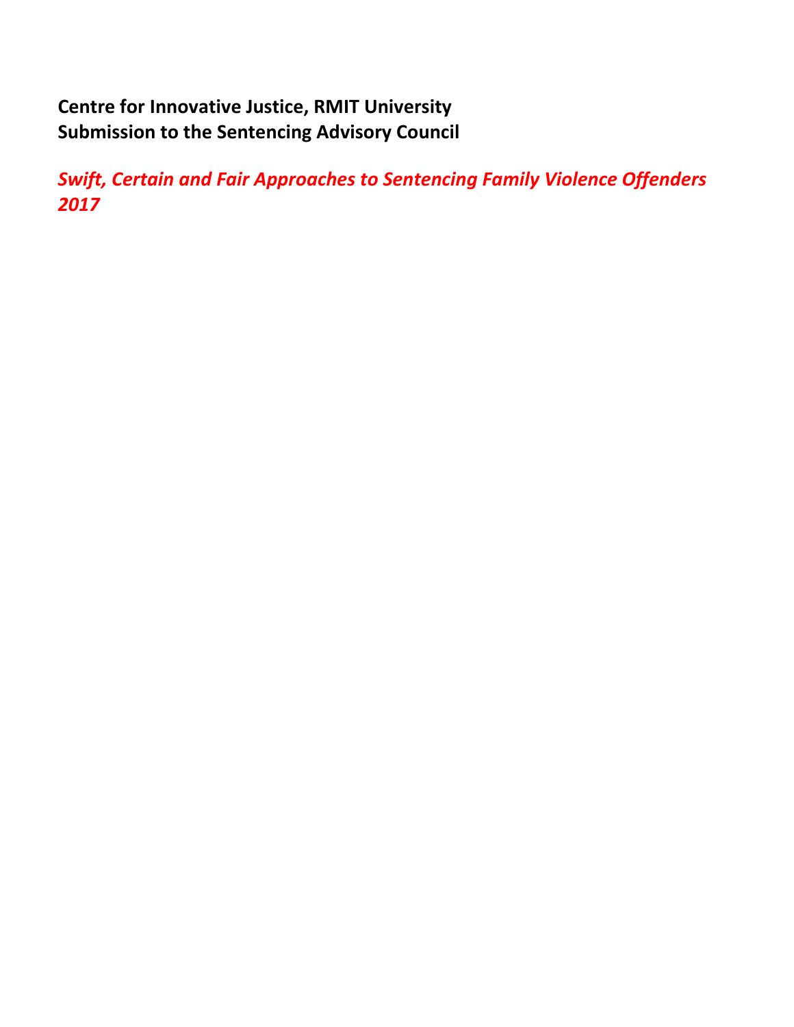**Centre for Innovative Justice, RMIT University**
**Submission to the Sentencing Advisory Council**

***Swift, Certain and Fair Approaches to Sentencing Family Violence Offenders 2017***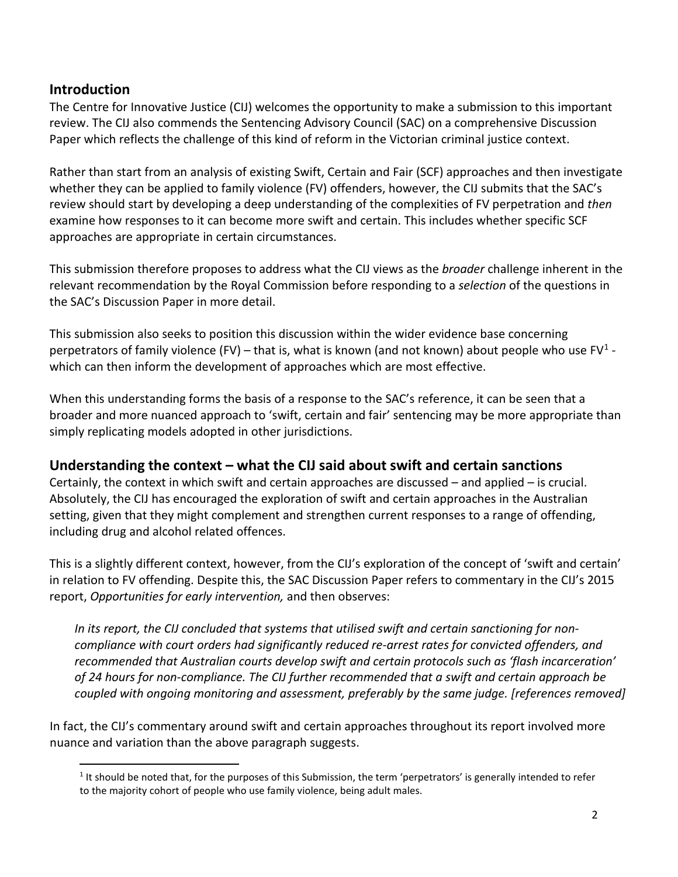## Introduction

The Centre for Innovative Justice (CIJ) welcomes the opportunity to make a submission to this important review. The CIJ also commends the Sentencing Advisory Council (SAC) on a comprehensive Discussion Paper which reflects the challenge of this kind of reform in the Victorian criminal justice context.

Rather than start from an analysis of existing Swift, Certain and Fair (SCF) approaches and then investigate whether they can be applied to family violence (FV) offenders, however, the CIJ submits that the SAC's review should start by developing a deep understanding of the complexities of FV perpetration and *then* examine how responses to it can become more swift and certain. This includes whether specific SCF approaches are appropriate in certain circumstances.

This submission therefore proposes to address what the CIJ views as the *broader* challenge inherent in the relevant recommendation by the Royal Commission before responding to a *selection* of the questions in the SAC's Discussion Paper in more detail.

This submission also seeks to position this discussion within the wider evidence base concerning perpetrators of family violence (FV) – that is, what is known (and not known) about people who use FV[1] - which can then inform the development of approaches which are most effective.

When this understanding forms the basis of a response to the SAC's reference, it can be seen that a broader and more nuanced approach to 'swift, certain and fair' sentencing may be more appropriate than simply replicating models adopted in other jurisdictions.

## Understanding the context – what the CIJ said about swift and certain sanctions

Certainly, the context in which swift and certain approaches are discussed – and applied – is crucial. Absolutely, the CIJ has encouraged the exploration of swift and certain approaches in the Australian setting, given that they might complement and strengthen current responses to a range of offending, including drug and alcohol related offences.

This is a slightly different context, however, from the CIJ's exploration of the concept of 'swift and certain' in relation to FV offending. Despite this, the SAC Discussion Paper refers to commentary in the CIJ's 2015 report, *Opportunities for early intervention,* and then observes:

> *In its report, the CIJ concluded that systems that utilised swift and certain sanctioning for non-compliance with court orders had significantly reduced re-arrest rates for convicted offenders, and recommended that Australian courts develop swift and certain protocols such as 'flash incarceration' of 24 hours for non-compliance. The CIJ further recommended that a swift and certain approach be coupled with ongoing monitoring and assessment, preferably by the same judge. [references removed]*

In fact, the CIJ's commentary around swift and certain approaches throughout its report involved more nuance and variation than the above paragraph suggests.

[1] It should be noted that, for the purposes of this Submission, the term 'perpetrators' is generally intended to refer to the majority cohort of people who use family violence, being adult males.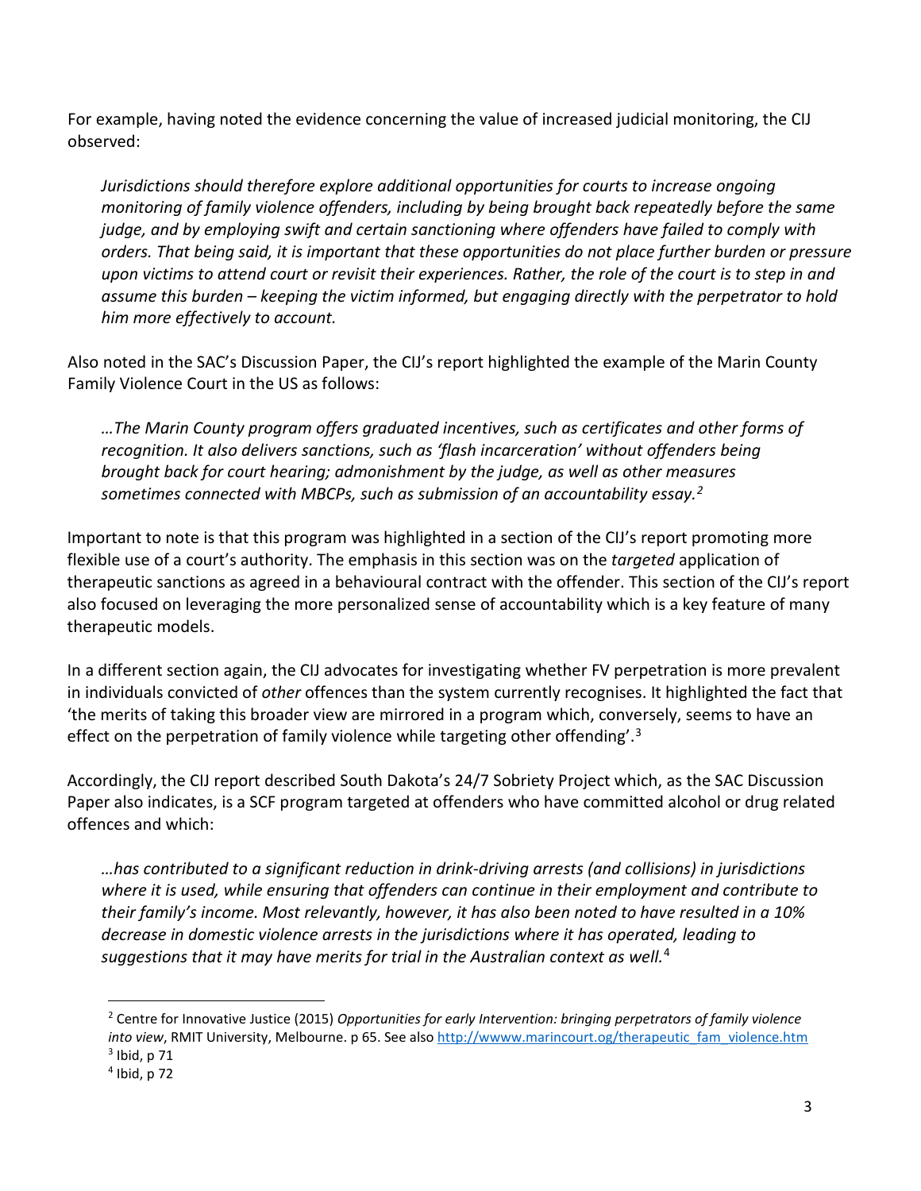For example, having noted the evidence concerning the value of increased judicial monitoring, the CIJ observed:

> *Jurisdictions should therefore explore additional opportunities for courts to increase ongoing monitoring of family violence offenders, including by being brought back repeatedly before the same judge, and by employing swift and certain sanctioning where offenders have failed to comply with orders. That being said, it is important that these opportunities do not place further burden or pressure upon victims to attend court or revisit their experiences. Rather, the role of the court is to step in and assume this burden – keeping the victim informed, but engaging directly with the perpetrator to hold him more effectively to account.*

Also noted in the SAC's Discussion Paper, the CIJ's report highlighted the example of the Marin County Family Violence Court in the US as follows:

> *…The Marin County program offers graduated incentives, such as certificates and other forms of recognition. It also delivers sanctions, such as 'flash incarceration' without offenders being brought back for court hearing; admonishment by the judge, as well as other measures sometimes connected with MBCPs, such as submission of an accountability essay.*[2]

Important to note is that this program was highlighted in a section of the CIJ's report promoting more flexible use of a court's authority. The emphasis in this section was on the *targeted* application of therapeutic sanctions as agreed in a behavioural contract with the offender. This section of the CIJ's report also focused on leveraging the more personalized sense of accountability which is a key feature of many therapeutic models.

In a different section again, the CIJ advocates for investigating whether FV perpetration is more prevalent in individuals convicted of *other* offences than the system currently recognises. It highlighted the fact that 'the merits of taking this broader view are mirrored in a program which, conversely, seems to have an effect on the perpetration of family violence while targeting other offending'.[3]

Accordingly, the CIJ report described South Dakota's 24/7 Sobriety Project which, as the SAC Discussion Paper also indicates, is a SCF program targeted at offenders who have committed alcohol or drug related offences and which:

> *…has contributed to a significant reduction in drink-driving arrests (and collisions) in jurisdictions where it is used, while ensuring that offenders can continue in their employment and contribute to their family's income. Most relevantly, however, it has also been noted to have resulted in a 10% decrease in domestic violence arrests in the jurisdictions where it has operated, leading to suggestions that it may have merits for trial in the Australian context as well.*[4]

---

[2] Centre for Innovative Justice (2015) *Opportunities for early Intervention: bringing perpetrators of family violence into view*, RMIT University, Melbourne. p 65. See also http://wwww.marincourt.og/therapeutic_fam_violence.htm

[3] Ibid, p 71

[4] Ibid, p 72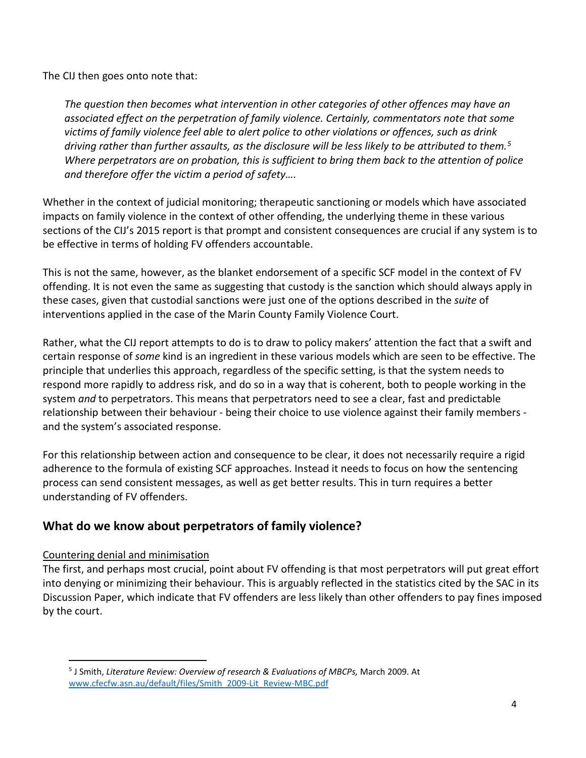The CIJ then goes onto note that:

> *The question then becomes what intervention in other categories of other offences may have an associated effect on the perpetration of family violence. Certainly, commentators note that some victims of family violence feel able to alert police to other violations or offences, such as drink driving rather than further assaults, as the disclosure will be less likely to be attributed to them.*[5] *Where perpetrators are on probation, this is sufficient to bring them back to the attention of police and therefore offer the victim a period of safety….*

Whether in the context of judicial monitoring; therapeutic sanctioning or models which have associated impacts on family violence in the context of other offending, the underlying theme in these various sections of the CIJ's 2015 report is that prompt and consistent consequences are crucial if any system is to be effective in terms of holding FV offenders accountable.

This is not the same, however, as the blanket endorsement of a specific SCF model in the context of FV offending. It is not even the same as suggesting that custody is the sanction which should always apply in these cases, given that custodial sanctions were just one of the options described in the *suite* of interventions applied in the case of the Marin County Family Violence Court.

Rather, what the CIJ report attempts to do is to draw to policy makers' attention the fact that a swift and certain response of *some* kind is an ingredient in these various models which are seen to be effective. The principle that underlies this approach, regardless of the specific setting, is that the system needs to respond more rapidly to address risk, and do so in a way that is coherent, both to people working in the system *and* to perpetrators. This means that perpetrators need to see a clear, fast and predictable relationship between their behaviour - being their choice to use violence against their family members - and the system's associated response.

For this relationship between action and consequence to be clear, it does not necessarily require a rigid adherence to the formula of existing SCF approaches. Instead it needs to focus on how the sentencing process can send consistent messages, as well as get better results. This in turn requires a better understanding of FV offenders.

## What do we know about perpetrators of family violence?

<u>Countering denial and minimisation</u>

The first, and perhaps most crucial, point about FV offending is that most perpetrators will put great effort into denying or minimizing their behaviour. This is arguably reflected in the statistics cited by the SAC in its Discussion Paper, which indicate that FV offenders are less likely than other offenders to pay fines imposed by the court.

---

[5] J Smith, *Literature Review: Overview of research & Evaluations of MBCPs,* March 2009. At www.cfecfw.asn.au/default/files/Smith_2009-Lit_Review-MBC.pdf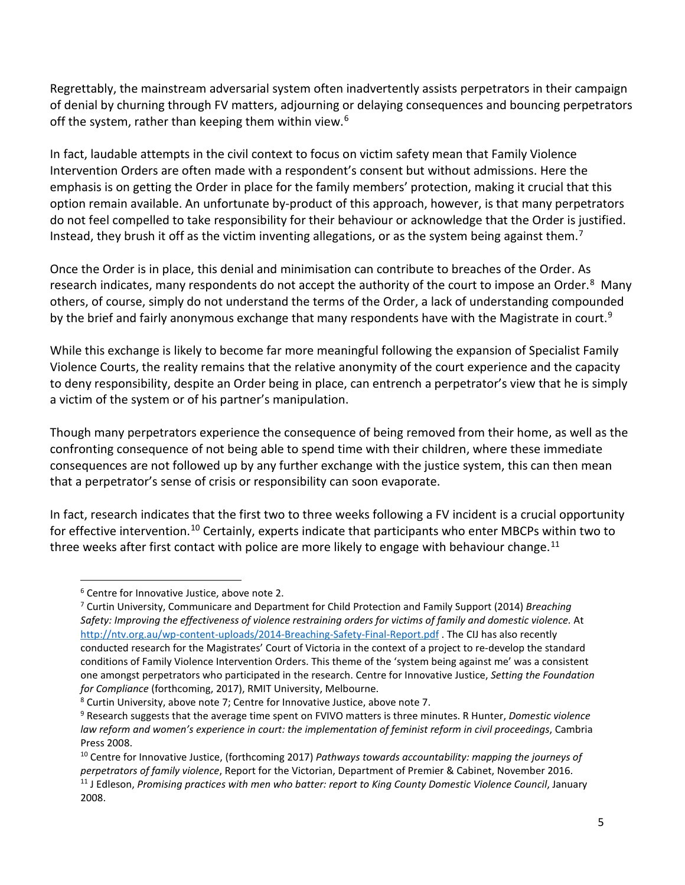Regrettably, the mainstream adversarial system often inadvertently assists perpetrators in their campaign of denial by churning through FV matters, adjourning or delaying consequences and bouncing perpetrators off the system, rather than keeping them within view.[6]

In fact, laudable attempts in the civil context to focus on victim safety mean that Family Violence Intervention Orders are often made with a respondent's consent but without admissions. Here the emphasis is on getting the Order in place for the family members' protection, making it crucial that this option remain available. An unfortunate by-product of this approach, however, is that many perpetrators do not feel compelled to take responsibility for their behaviour or acknowledge that the Order is justified. Instead, they brush it off as the victim inventing allegations, or as the system being against them.[7]

Once the Order is in place, this denial and minimisation can contribute to breaches of the Order. As research indicates, many respondents do not accept the authority of the court to impose an Order.[8] Many others, of course, simply do not understand the terms of the Order, a lack of understanding compounded by the brief and fairly anonymous exchange that many respondents have with the Magistrate in court.[9]

While this exchange is likely to become far more meaningful following the expansion of Specialist Family Violence Courts, the reality remains that the relative anonymity of the court experience and the capacity to deny responsibility, despite an Order being in place, can entrench a perpetrator's view that he is simply a victim of the system or of his partner's manipulation.

Though many perpetrators experience the consequence of being removed from their home, as well as the confronting consequence of not being able to spend time with their children, where these immediate consequences are not followed up by any further exchange with the justice system, this can then mean that a perpetrator's sense of crisis or responsibility can soon evaporate.

In fact, research indicates that the first two to three weeks following a FV incident is a crucial opportunity for effective intervention.[10] Certainly, experts indicate that participants who enter MBCPs within two to three weeks after first contact with police are more likely to engage with behaviour change.[11]

---

[6] Centre for Innovative Justice, above note 2.

[7] Curtin University, Communicare and Department for Child Protection and Family Support (2014) *Breaching Safety: Improving the effectiveness of violence restraining orders for victims of family and domestic violence.* At http://ntv.org.au/wp-content-uploads/2014-Breaching-Safety-Final-Report.pdf . The CIJ has also recently conducted research for the Magistrates' Court of Victoria in the context of a project to re-develop the standard conditions of Family Violence Intervention Orders. This theme of the 'system being against me' was a consistent one amongst perpetrators who participated in the research. Centre for Innovative Justice, *Setting the Foundation for Compliance* (forthcoming, 2017), RMIT University, Melbourne.

[8] Curtin University, above note 7; Centre for Innovative Justice, above note 7.

[9] Research suggests that the average time spent on FVIVO matters is three minutes. R Hunter, *Domestic violence law reform and women's experience in court: the implementation of feminist reform in civil proceedings*, Cambria Press 2008.

[10] Centre for Innovative Justice, (forthcoming 2017) *Pathways towards accountability: mapping the journeys of perpetrators of family violence*, Report for the Victorian, Department of Premier & Cabinet, November 2016.

[11] J Edleson, *Promising practices with men who batter: report to King County Domestic Violence Council*, January 2008.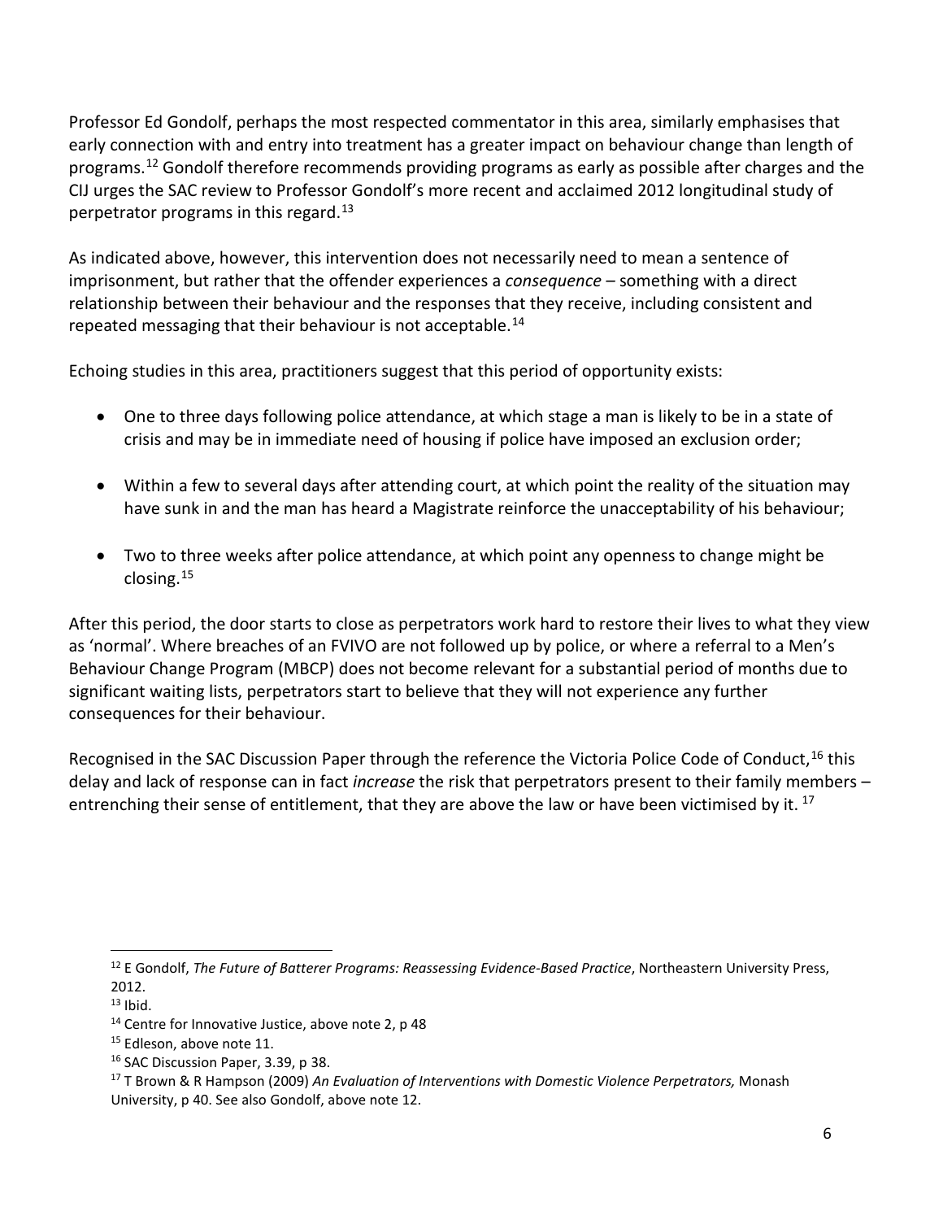Professor Ed Gondolf, perhaps the most respected commentator in this area, similarly emphasises that early connection with and entry into treatment has a greater impact on behaviour change than length of programs.[12] Gondolf therefore recommends providing programs as early as possible after charges and the CIJ urges the SAC review to Professor Gondolf's more recent and acclaimed 2012 longitudinal study of perpetrator programs in this regard.[13]

As indicated above, however, this intervention does not necessarily need to mean a sentence of imprisonment, but rather that the offender experiences a *consequence* – something with a direct relationship between their behaviour and the responses that they receive, including consistent and repeated messaging that their behaviour is not acceptable.[14]

Echoing studies in this area, practitioners suggest that this period of opportunity exists:

- One to three days following police attendance, at which stage a man is likely to be in a state of crisis and may be in immediate need of housing if police have imposed an exclusion order;
- Within a few to several days after attending court, at which point the reality of the situation may have sunk in and the man has heard a Magistrate reinforce the unacceptability of his behaviour;
- Two to three weeks after police attendance, at which point any openness to change might be closing.[15]

After this period, the door starts to close as perpetrators work hard to restore their lives to what they view as 'normal'. Where breaches of an FVIVO are not followed up by police, or where a referral to a Men's Behaviour Change Program (MBCP) does not become relevant for a substantial period of months due to significant waiting lists, perpetrators start to believe that they will not experience any further consequences for their behaviour.

Recognised in the SAC Discussion Paper through the reference the Victoria Police Code of Conduct,[16] this delay and lack of response can in fact *increase* the risk that perpetrators present to their family members – entrenching their sense of entitlement, that they are above the law or have been victimised by it.[17]

---

[12] E Gondolf, *The Future of Batterer Programs: Reassessing Evidence-Based Practice*, Northeastern University Press, 2012.

[13] Ibid.

[14] Centre for Innovative Justice, above note 2, p 48

[15] Edleson, above note 11.

[16] SAC Discussion Paper, 3.39, p 38.

[17] T Brown & R Hampson (2009) *An Evaluation of Interventions with Domestic Violence Perpetrators,* Monash University, p 40. See also Gondolf, above note 12.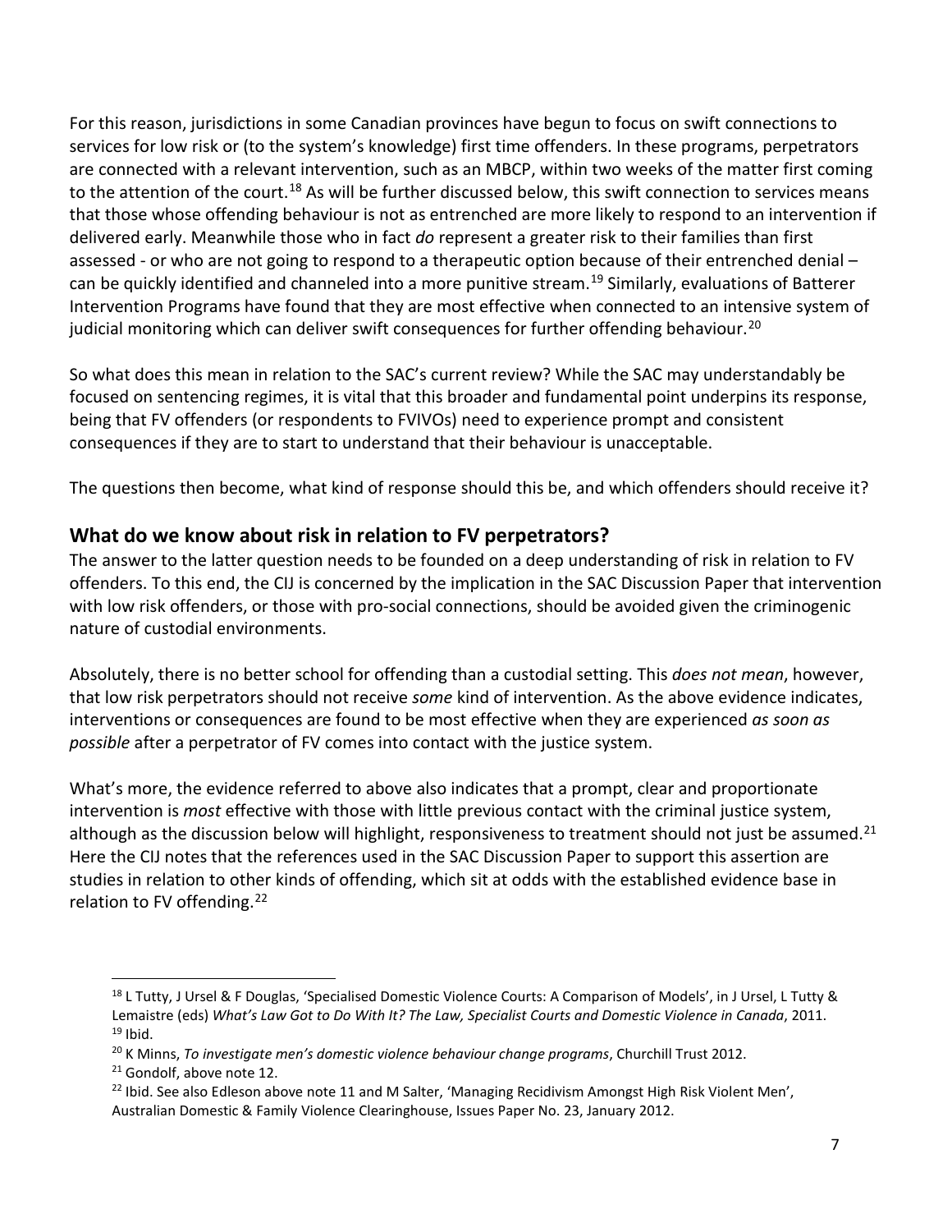For this reason, jurisdictions in some Canadian provinces have begun to focus on swift connections to services for low risk or (to the system's knowledge) first time offenders. In these programs, perpetrators are connected with a relevant intervention, such as an MBCP, within two weeks of the matter first coming to the attention of the court.[18] As will be further discussed below, this swift connection to services means that those whose offending behaviour is not as entrenched are more likely to respond to an intervention if delivered early. Meanwhile those who in fact *do* represent a greater risk to their families than first assessed - or who are not going to respond to a therapeutic option because of their entrenched denial – can be quickly identified and channeled into a more punitive stream.[19] Similarly, evaluations of Batterer Intervention Programs have found that they are most effective when connected to an intensive system of judicial monitoring which can deliver swift consequences for further offending behaviour.[20]

So what does this mean in relation to the SAC's current review? While the SAC may understandably be focused on sentencing regimes, it is vital that this broader and fundamental point underpins its response, being that FV offenders (or respondents to FVIVOs) need to experience prompt and consistent consequences if they are to start to understand that their behaviour is unacceptable.

The questions then become, what kind of response should this be, and which offenders should receive it?

## What do we know about risk in relation to FV perpetrators?

The answer to the latter question needs to be founded on a deep understanding of risk in relation to FV offenders. To this end, the CIJ is concerned by the implication in the SAC Discussion Paper that intervention with low risk offenders, or those with pro-social connections, should be avoided given the criminogenic nature of custodial environments.

Absolutely, there is no better school for offending than a custodial setting. This *does not mean*, however, that low risk perpetrators should not receive *some* kind of intervention. As the above evidence indicates, interventions or consequences are found to be most effective when they are experienced *as soon as possible* after a perpetrator of FV comes into contact with the justice system.

What's more, the evidence referred to above also indicates that a prompt, clear and proportionate intervention is *most* effective with those with little previous contact with the criminal justice system, although as the discussion below will highlight, responsiveness to treatment should not just be assumed.[21] Here the CIJ notes that the references used in the SAC Discussion Paper to support this assertion are studies in relation to other kinds of offending, which sit at odds with the established evidence base in relation to FV offending.[22]

---

[18] L Tutty, J Ursel & F Douglas, 'Specialised Domestic Violence Courts: A Comparison of Models', in J Ursel, L Tutty & Lemaistre (eds) *What's Law Got to Do With It? The Law, Specialist Courts and Domestic Violence in Canada*, 2011.

[19] Ibid.

[20] K Minns, *To investigate men's domestic violence behaviour change programs*, Churchill Trust 2012.

[21] Gondolf, above note 12.

[22] Ibid. See also Edleson above note 11 and M Salter, 'Managing Recidivism Amongst High Risk Violent Men', Australian Domestic & Family Violence Clearinghouse, Issues Paper No. 23, January 2012.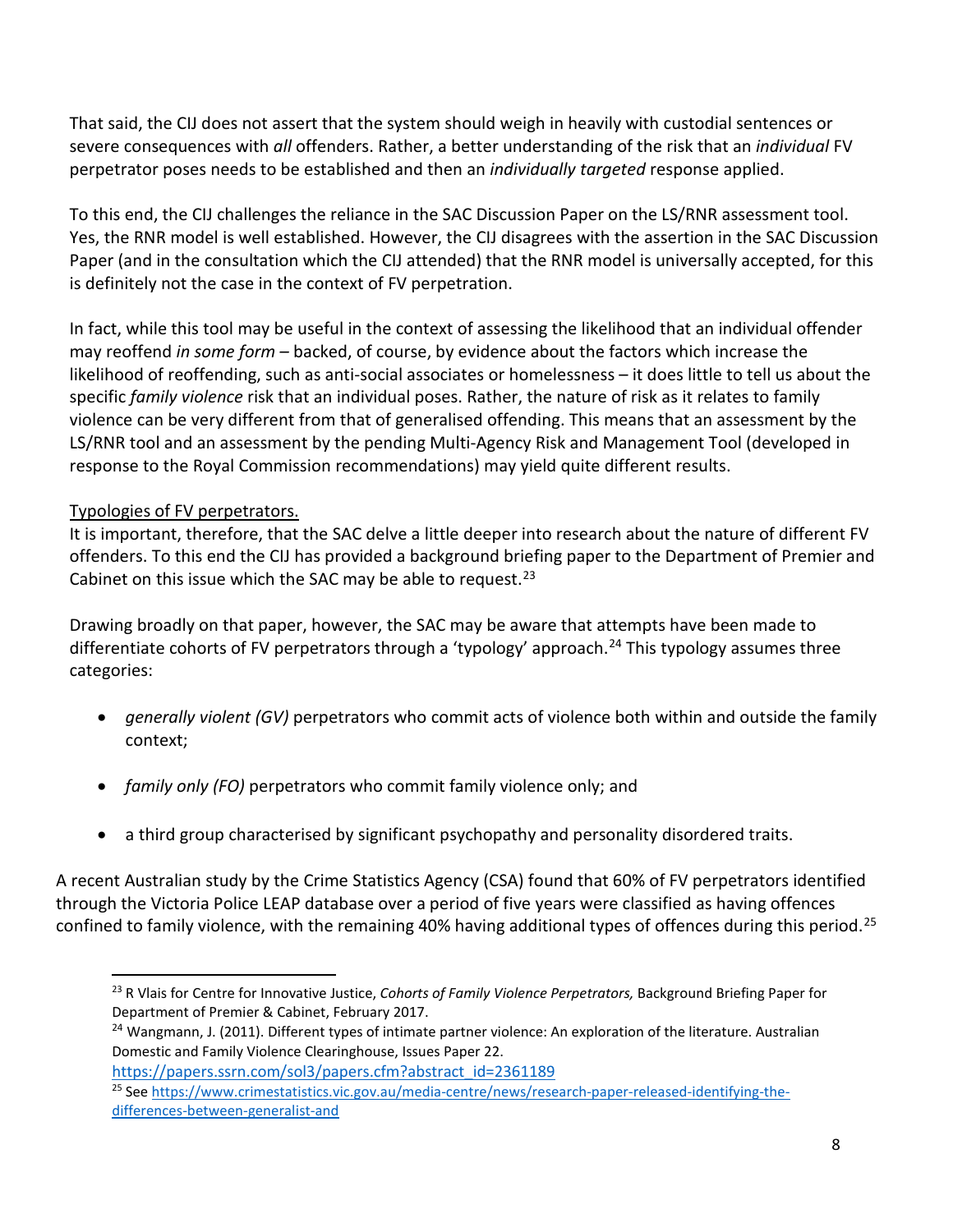That said, the CIJ does not assert that the system should weigh in heavily with custodial sentences or severe consequences with *all* offenders. Rather, a better understanding of the risk that an *individual* FV perpetrator poses needs to be established and then an *individually targeted* response applied.

To this end, the CIJ challenges the reliance in the SAC Discussion Paper on the LS/RNR assessment tool. Yes, the RNR model is well established. However, the CIJ disagrees with the assertion in the SAC Discussion Paper (and in the consultation which the CIJ attended) that the RNR model is universally accepted, for this is definitely not the case in the context of FV perpetration.

In fact, while this tool may be useful in the context of assessing the likelihood that an individual offender may reoffend *in some form* – backed, of course, by evidence about the factors which increase the likelihood of reoffending, such as anti-social associates or homelessness – it does little to tell us about the specific *family violence* risk that an individual poses. Rather, the nature of risk as it relates to family violence can be very different from that of generalised offending. This means that an assessment by the LS/RNR tool and an assessment by the pending Multi-Agency Risk and Management Tool (developed in response to the Royal Commission recommendations) may yield quite different results.

<u>Typologies of FV perpetrators.</u>

It is important, therefore, that the SAC delve a little deeper into research about the nature of different FV offenders. To this end the CIJ has provided a background briefing paper to the Department of Premier and Cabinet on this issue which the SAC may be able to request.[23]

Drawing broadly on that paper, however, the SAC may be aware that attempts have been made to differentiate cohorts of FV perpetrators through a 'typology' approach.[24] This typology assumes three categories:

- *generally violent (GV)* perpetrators who commit acts of violence both within and outside the family context;
- *family only (FO)* perpetrators who commit family violence only; and
- a third group characterised by significant psychopathy and personality disordered traits.

A recent Australian study by the Crime Statistics Agency (CSA) found that 60% of FV perpetrators identified through the Victoria Police LEAP database over a period of five years were classified as having offences confined to family violence, with the remaining 40% having additional types of offences during this period.[25]

---

[23] R Vlais for Centre for Innovative Justice, *Cohorts of Family Violence Perpetrators,* Background Briefing Paper for Department of Premier & Cabinet, February 2017.

[24] Wangmann, J. (2011). Different types of intimate partner violence: An exploration of the literature. Australian Domestic and Family Violence Clearinghouse, Issues Paper 22. https://papers.ssrn.com/sol3/papers.cfm?abstract_id=2361189

[25] See https://www.crimestatistics.vic.gov.au/media-centre/news/research-paper-released-identifying-the-differences-between-generalist-and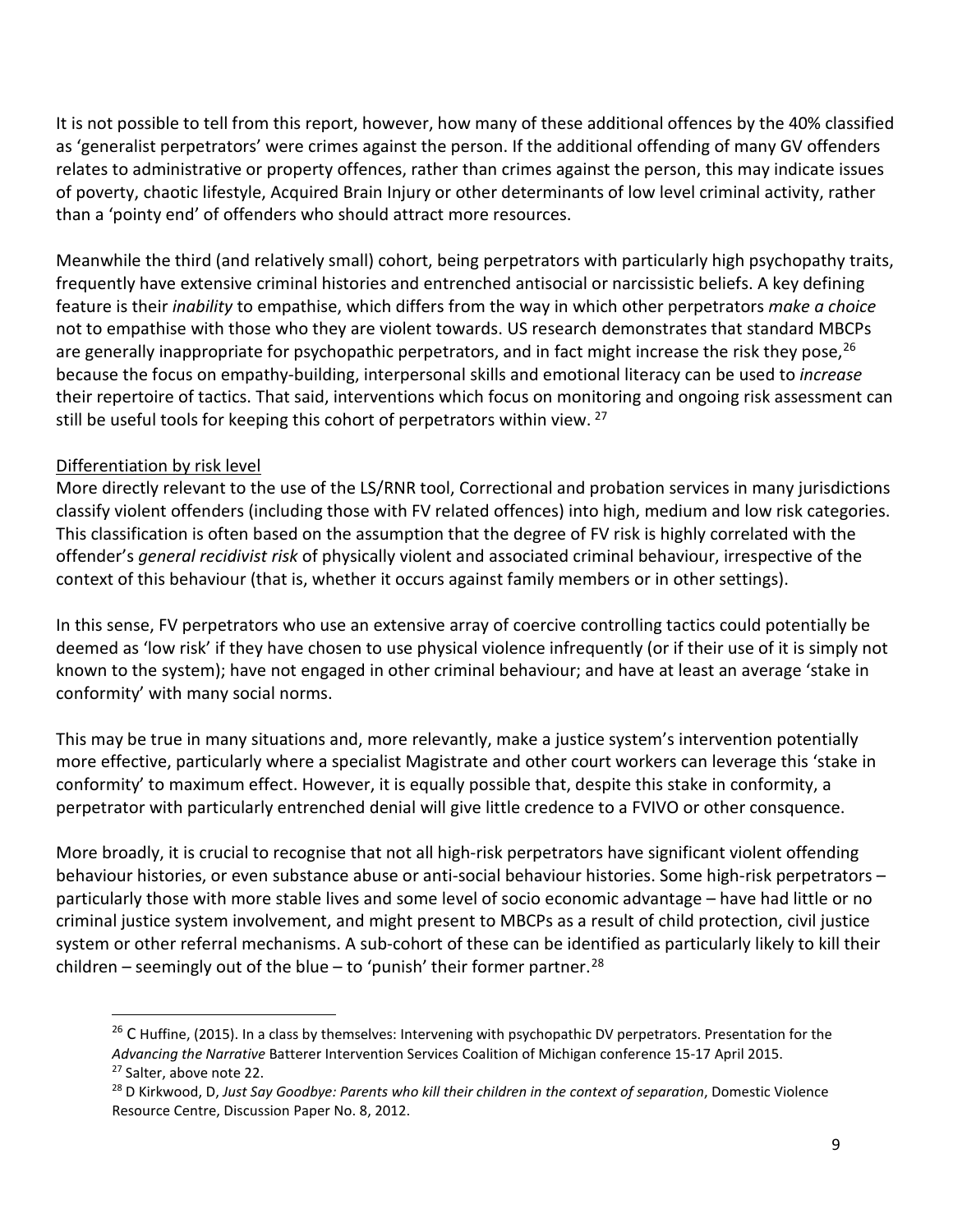It is not possible to tell from this report, however, how many of these additional offences by the 40% classified as 'generalist perpetrators' were crimes against the person. If the additional offending of many GV offenders relates to administrative or property offences, rather than crimes against the person, this may indicate issues of poverty, chaotic lifestyle, Acquired Brain Injury or other determinants of low level criminal activity, rather than a 'pointy end' of offenders who should attract more resources.

Meanwhile the third (and relatively small) cohort, being perpetrators with particularly high psychopathy traits, frequently have extensive criminal histories and entrenched antisocial or narcissistic beliefs. A key defining feature is their *inability* to empathise, which differs from the way in which other perpetrators *make a choice* not to empathise with those who they are violent towards. US research demonstrates that standard MBCPs are generally inappropriate for psychopathic perpetrators, and in fact might increase the risk they pose,[26] because the focus on empathy-building, interpersonal skills and emotional literacy can be used to *increase* their repertoire of tactics. That said, interventions which focus on monitoring and ongoing risk assessment can still be useful tools for keeping this cohort of perpetrators within view. [27]

Differentiation by risk level

More directly relevant to the use of the LS/RNR tool, Correctional and probation services in many jurisdictions classify violent offenders (including those with FV related offences) into high, medium and low risk categories. This classification is often based on the assumption that the degree of FV risk is highly correlated with the offender's *general recidivist risk* of physically violent and associated criminal behaviour, irrespective of the context of this behaviour (that is, whether it occurs against family members or in other settings).

In this sense, FV perpetrators who use an extensive array of coercive controlling tactics could potentially be deemed as 'low risk' if they have chosen to use physical violence infrequently (or if their use of it is simply not known to the system); have not engaged in other criminal behaviour; and have at least an average 'stake in conformity' with many social norms.

This may be true in many situations and, more relevantly, make a justice system's intervention potentially more effective, particularly where a specialist Magistrate and other court workers can leverage this 'stake in conformity' to maximum effect. However, it is equally possible that, despite this stake in conformity, a perpetrator with particularly entrenched denial will give little credence to a FVIVO or other consquence.

More broadly, it is crucial to recognise that not all high-risk perpetrators have significant violent offending behaviour histories, or even substance abuse or anti-social behaviour histories. Some high-risk perpetrators – particularly those with more stable lives and some level of socio economic advantage – have had little or no criminal justice system involvement, and might present to MBCPs as a result of child protection, civil justice system or other referral mechanisms. A sub-cohort of these can be identified as particularly likely to kill their children – seemingly out of the blue – to 'punish' their former partner.[28]

---

[26] C Huffine, (2015). In a class by themselves: Intervening with psychopathic DV perpetrators. Presentation for the *Advancing the Narrative* Batterer Intervention Services Coalition of Michigan conference 15-17 April 2015.

[27] Salter, above note 22.

[28] D Kirkwood, D, *Just Say Goodbye: Parents who kill their children in the context of separation*, Domestic Violence Resource Centre, Discussion Paper No. 8, 2012.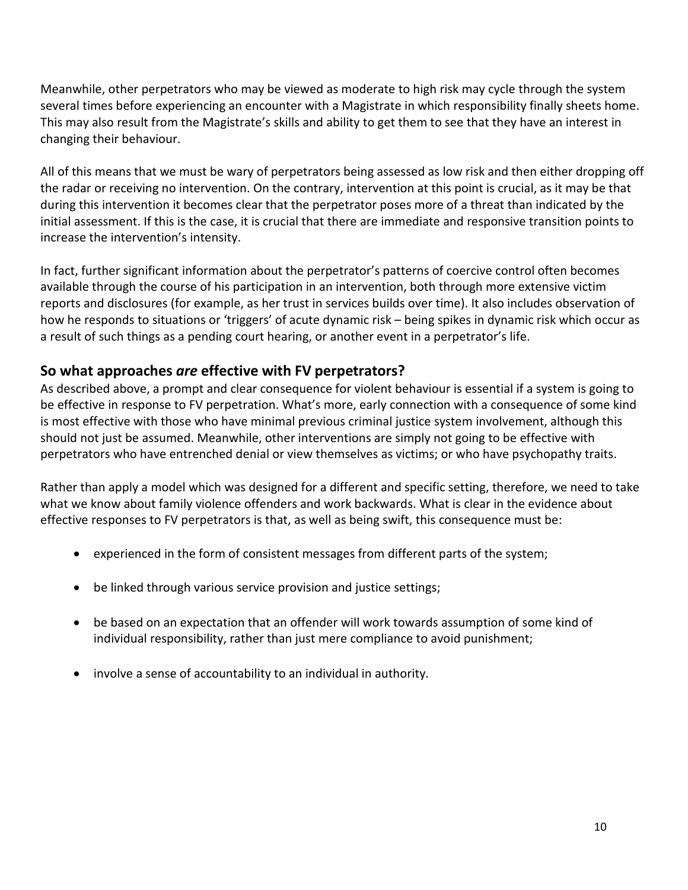Meanwhile, other perpetrators who may be viewed as moderate to high risk may cycle through the system several times before experiencing an encounter with a Magistrate in which responsibility finally sheets home. This may also result from the Magistrate's skills and ability to get them to see that they have an interest in changing their behaviour.

All of this means that we must be wary of perpetrators being assessed as low risk and then either dropping off the radar or receiving no intervention. On the contrary, intervention at this point is crucial, as it may be that during this intervention it becomes clear that the perpetrator poses more of a threat than indicated by the initial assessment. If this is the case, it is crucial that there are immediate and responsive transition points to increase the intervention's intensity.

In fact, further significant information about the perpetrator's patterns of coercive control often becomes available through the course of his participation in an intervention, both through more extensive victim reports and disclosures (for example, as her trust in services builds over time). It also includes observation of how he responds to situations or 'triggers' of acute dynamic risk – being spikes in dynamic risk which occur as a result of such things as a pending court hearing, or another event in a perpetrator's life.

## So what approaches *are* effective with FV perpetrators?

As described above, a prompt and clear consequence for violent behaviour is essential if a system is going to be effective in response to FV perpetration. What's more, early connection with a consequence of some kind is most effective with those who have minimal previous criminal justice system involvement, although this should not just be assumed. Meanwhile, other interventions are simply not going to be effective with perpetrators who have entrenched denial or view themselves as victims; or who have psychopathy traits.

Rather than apply a model which was designed for a different and specific setting, therefore, we need to take what we know about family violence offenders and work backwards. What is clear in the evidence about effective responses to FV perpetrators is that, as well as being swift, this consequence must be:

- experienced in the form of consistent messages from different parts of the system;
- be linked through various service provision and justice settings;
- be based on an expectation that an offender will work towards assumption of some kind of individual responsibility, rather than just mere compliance to avoid punishment;
- involve a sense of accountability to an individual in authority.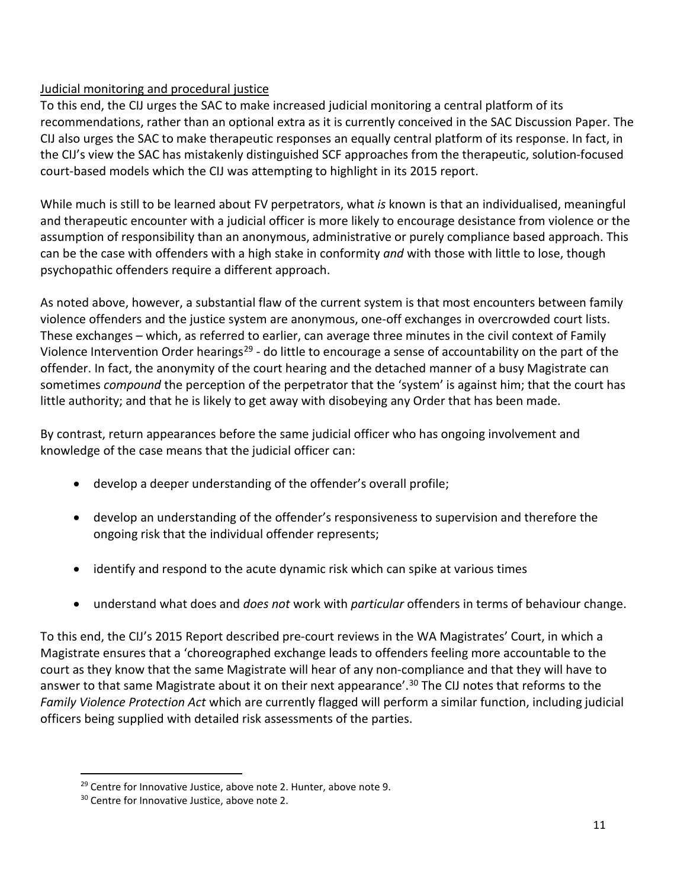Judicial monitoring and procedural justice

To this end, the CIJ urges the SAC to make increased judicial monitoring a central platform of its recommendations, rather than an optional extra as it is currently conceived in the SAC Discussion Paper. The CIJ also urges the SAC to make therapeutic responses an equally central platform of its response. In fact, in the CIJ's view the SAC has mistakenly distinguished SCF approaches from the therapeutic, solution-focused court-based models which the CIJ was attempting to highlight in its 2015 report.

While much is still to be learned about FV perpetrators, what *is* known is that an individualised, meaningful and therapeutic encounter with a judicial officer is more likely to encourage desistance from violence or the assumption of responsibility than an anonymous, administrative or purely compliance based approach. This can be the case with offenders with a high stake in conformity *and* with those with little to lose, though psychopathic offenders require a different approach.

As noted above, however, a substantial flaw of the current system is that most encounters between family violence offenders and the justice system are anonymous, one-off exchanges in overcrowded court lists. These exchanges – which, as referred to earlier, can average three minutes in the civil context of Family Violence Intervention Order hearings[29] - do little to encourage a sense of accountability on the part of the offender. In fact, the anonymity of the court hearing and the detached manner of a busy Magistrate can sometimes *compound* the perception of the perpetrator that the 'system' is against him; that the court has little authority; and that he is likely to get away with disobeying any Order that has been made.

By contrast, return appearances before the same judicial officer who has ongoing involvement and knowledge of the case means that the judicial officer can:

- develop a deeper understanding of the offender's overall profile;
- develop an understanding of the offender's responsiveness to supervision and therefore the ongoing risk that the individual offender represents;
- identify and respond to the acute dynamic risk which can spike at various times
- understand what does and *does not* work with *particular* offenders in terms of behaviour change.

To this end, the CIJ's 2015 Report described pre-court reviews in the WA Magistrates' Court, in which a Magistrate ensures that a 'choreographed exchange leads to offenders feeling more accountable to the court as they know that the same Magistrate will hear of any non-compliance and that they will have to answer to that same Magistrate about it on their next appearance'.[30] The CIJ notes that reforms to the *Family Violence Protection Act* which are currently flagged will perform a similar function, including judicial officers being supplied with detailed risk assessments of the parties.

---

[29] Centre for Innovative Justice, above note 2. Hunter, above note 9.

[30] Centre for Innovative Justice, above note 2.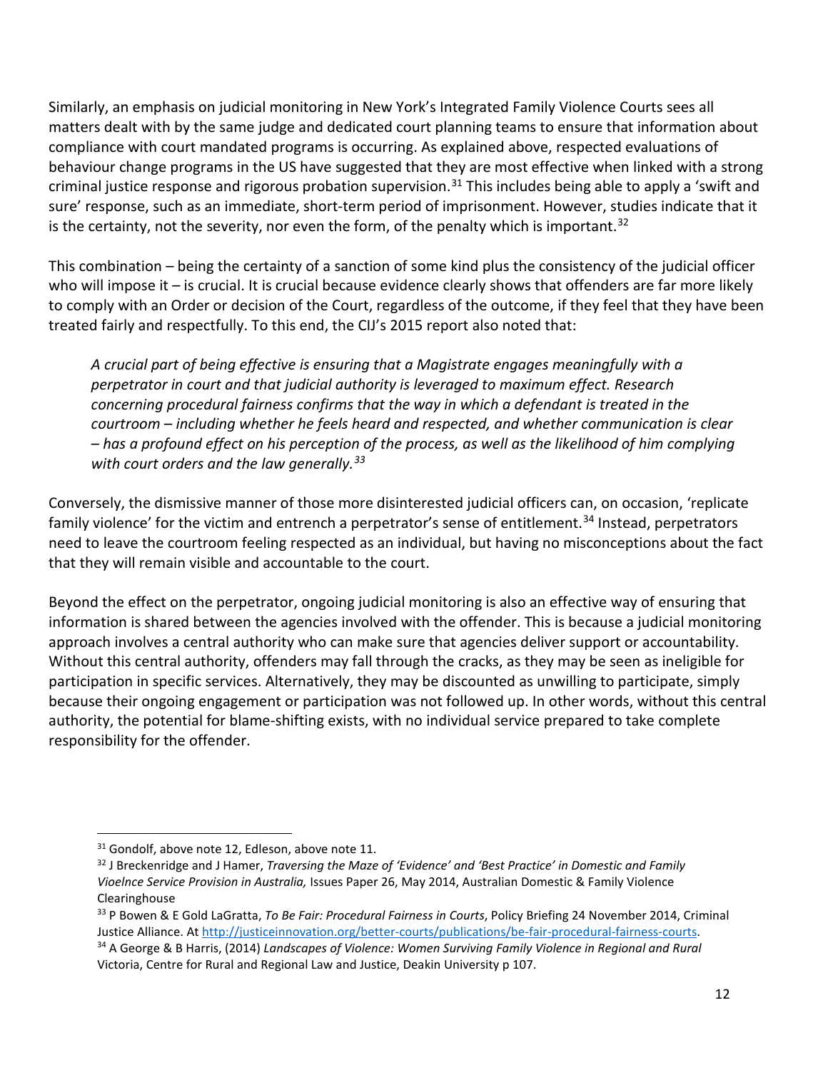Similarly, an emphasis on judicial monitoring in New York's Integrated Family Violence Courts sees all matters dealt with by the same judge and dedicated court planning teams to ensure that information about compliance with court mandated programs is occurring. As explained above, respected evaluations of behaviour change programs in the US have suggested that they are most effective when linked with a strong criminal justice response and rigorous probation supervision.[31] This includes being able to apply a 'swift and sure' response, such as an immediate, short-term period of imprisonment. However, studies indicate that it is the certainty, not the severity, nor even the form, of the penalty which is important.[32]

This combination – being the certainty of a sanction of some kind plus the consistency of the judicial officer who will impose it – is crucial. It is crucial because evidence clearly shows that offenders are far more likely to comply with an Order or decision of the Court, regardless of the outcome, if they feel that they have been treated fairly and respectfully. To this end, the CIJ's 2015 report also noted that:

> *A crucial part of being effective is ensuring that a Magistrate engages meaningfully with a perpetrator in court and that judicial authority is leveraged to maximum effect. Research concerning procedural fairness confirms that the way in which a defendant is treated in the courtroom – including whether he feels heard and respected, and whether communication is clear – has a profound effect on his perception of the process, as well as the likelihood of him complying with court orders and the law generally.*[33]

Conversely, the dismissive manner of those more disinterested judicial officers can, on occasion, 'replicate family violence' for the victim and entrench a perpetrator's sense of entitlement.[34] Instead, perpetrators need to leave the courtroom feeling respected as an individual, but having no misconceptions about the fact that they will remain visible and accountable to the court.

Beyond the effect on the perpetrator, ongoing judicial monitoring is also an effective way of ensuring that information is shared between the agencies involved with the offender. This is because a judicial monitoring approach involves a central authority who can make sure that agencies deliver support or accountability. Without this central authority, offenders may fall through the cracks, as they may be seen as ineligible for participation in specific services. Alternatively, they may be discounted as unwilling to participate, simply because their ongoing engagement or participation was not followed up. In other words, without this central authority, the potential for blame-shifting exists, with no individual service prepared to take complete responsibility for the offender.

---

[31] Gondolf, above note 12, Edleson, above note 11.

[32] J Breckenridge and J Hamer, *Traversing the Maze of 'Evidence' and 'Best Practice' in Domestic and Family Vioelnce Service Provision in Australia,* Issues Paper 26, May 2014, Australian Domestic & Family Violence Clearinghouse

[33] P Bowen & E Gold LaGratta, *To Be Fair: Procedural Fairness in Courts*, Policy Briefing 24 November 2014, Criminal Justice Alliance. At http://justiceinnovation.org/better-courts/publications/be-fair-procedural-fairness-courts.

[34] A George & B Harris, (2014) *Landscapes of Violence: Women Surviving Family Violence in Regional and Rural* Victoria, Centre for Rural and Regional Law and Justice, Deakin University p 107.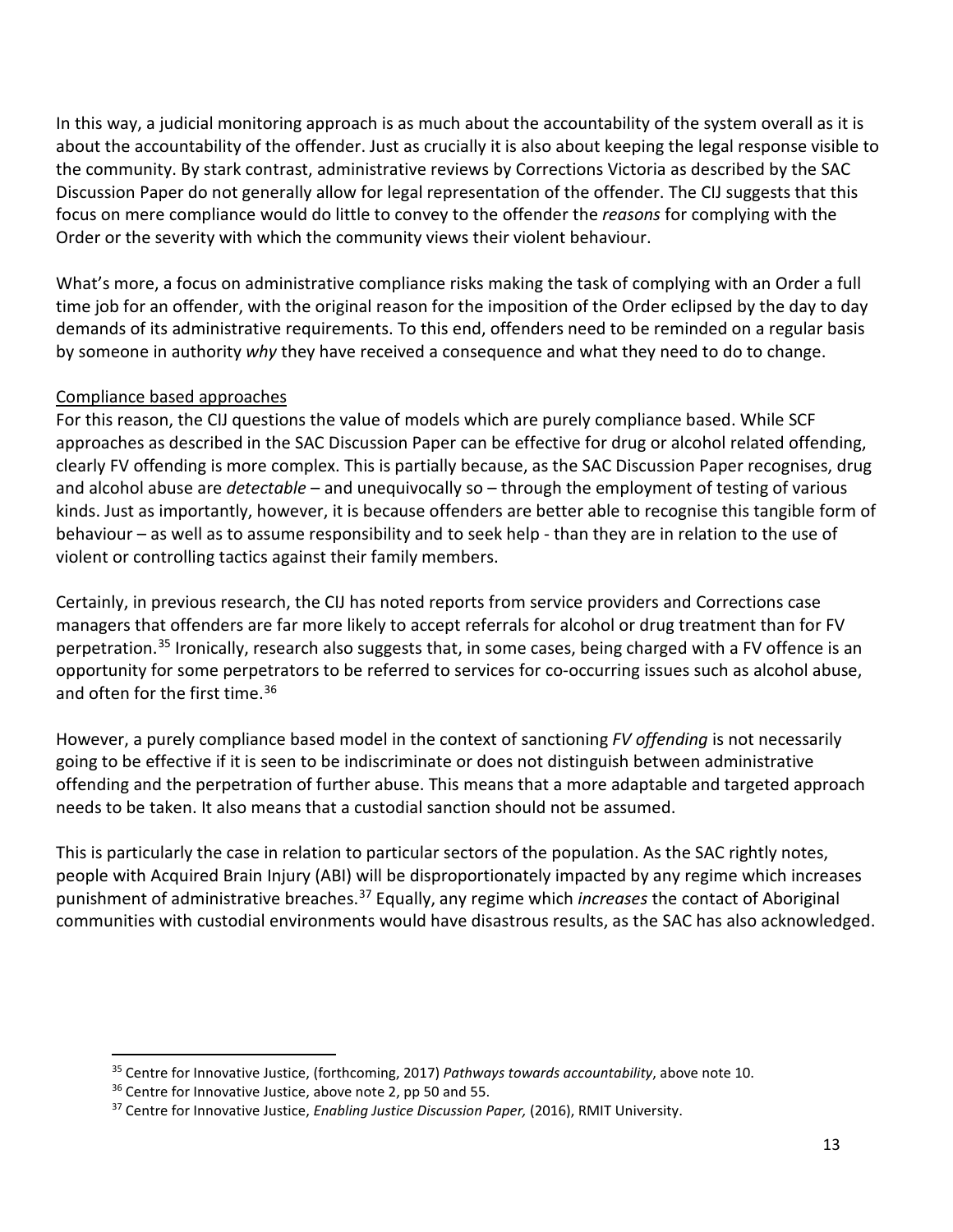In this way, a judicial monitoring approach is as much about the accountability of the system overall as it is about the accountability of the offender. Just as crucially it is also about keeping the legal response visible to the community. By stark contrast, administrative reviews by Corrections Victoria as described by the SAC Discussion Paper do not generally allow for legal representation of the offender. The CIJ suggests that this focus on mere compliance would do little to convey to the offender the *reasons* for complying with the Order or the severity with which the community views their violent behaviour.

What's more, a focus on administrative compliance risks making the task of complying with an Order a full time job for an offender, with the original reason for the imposition of the Order eclipsed by the day to day demands of its administrative requirements. To this end, offenders need to be reminded on a regular basis by someone in authority *why* they have received a consequence and what they need to do to change.

<u>Compliance based approaches</u>

For this reason, the CIJ questions the value of models which are purely compliance based. While SCF approaches as described in the SAC Discussion Paper can be effective for drug or alcohol related offending, clearly FV offending is more complex. This is partially because, as the SAC Discussion Paper recognises, drug and alcohol abuse are *detectable* – and unequivocally so – through the employment of testing of various kinds. Just as importantly, however, it is because offenders are better able to recognise this tangible form of behaviour – as well as to assume responsibility and to seek help - than they are in relation to the use of violent or controlling tactics against their family members.

Certainly, in previous research, the CIJ has noted reports from service providers and Corrections case managers that offenders are far more likely to accept referrals for alcohol or drug treatment than for FV perpetration.[35] Ironically, research also suggests that, in some cases, being charged with a FV offence is an opportunity for some perpetrators to be referred to services for co-occurring issues such as alcohol abuse, and often for the first time.[36]

However, a purely compliance based model in the context of sanctioning *FV offending* is not necessarily going to be effective if it is seen to be indiscriminate or does not distinguish between administrative offending and the perpetration of further abuse. This means that a more adaptable and targeted approach needs to be taken. It also means that a custodial sanction should not be assumed.

This is particularly the case in relation to particular sectors of the population. As the SAC rightly notes, people with Acquired Brain Injury (ABI) will be disproportionately impacted by any regime which increases punishment of administrative breaches.[37] Equally, any regime which *increases* the contact of Aboriginal communities with custodial environments would have disastrous results, as the SAC has also acknowledged.

---

[35] Centre for Innovative Justice, (forthcoming, 2017) *Pathways towards accountability*, above note 10.

[36] Centre for Innovative Justice, above note 2, pp 50 and 55.

[37] Centre for Innovative Justice, *Enabling Justice Discussion Paper,* (2016), RMIT University.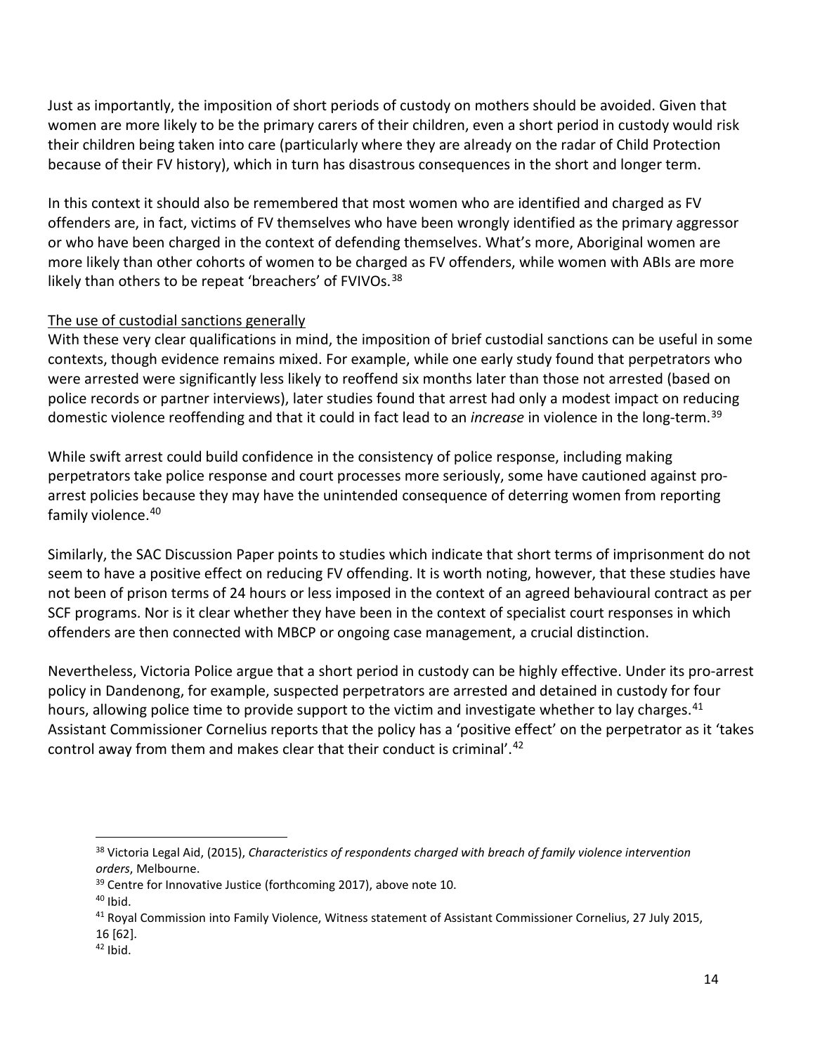Just as importantly, the imposition of short periods of custody on mothers should be avoided. Given that women are more likely to be the primary carers of their children, even a short period in custody would risk their children being taken into care (particularly where they are already on the radar of Child Protection because of their FV history), which in turn has disastrous consequences in the short and longer term.

In this context it should also be remembered that most women who are identified and charged as FV offenders are, in fact, victims of FV themselves who have been wrongly identified as the primary aggressor or who have been charged in the context of defending themselves. What's more, Aboriginal women are more likely than other cohorts of women to be charged as FV offenders, while women with ABIs are more likely than others to be repeat 'breachers' of FVIVOs.[38]

<u>The use of custodial sanctions generally</u>

With these very clear qualifications in mind, the imposition of brief custodial sanctions can be useful in some contexts, though evidence remains mixed. For example, while one early study found that perpetrators who were arrested were significantly less likely to reoffend six months later than those not arrested (based on police records or partner interviews), later studies found that arrest had only a modest impact on reducing domestic violence reoffending and that it could in fact lead to an *increase* in violence in the long-term.[39]

While swift arrest could build confidence in the consistency of police response, including making perpetrators take police response and court processes more seriously, some have cautioned against pro-arrest policies because they may have the unintended consequence of deterring women from reporting family violence.[40]

Similarly, the SAC Discussion Paper points to studies which indicate that short terms of imprisonment do not seem to have a positive effect on reducing FV offending. It is worth noting, however, that these studies have not been of prison terms of 24 hours or less imposed in the context of an agreed behavioural contract as per SCF programs. Nor is it clear whether they have been in the context of specialist court responses in which offenders are then connected with MBCP or ongoing case management, a crucial distinction.

Nevertheless, Victoria Police argue that a short period in custody can be highly effective. Under its pro-arrest policy in Dandenong, for example, suspected perpetrators are arrested and detained in custody for four hours, allowing police time to provide support to the victim and investigate whether to lay charges.[41] Assistant Commissioner Cornelius reports that the policy has a 'positive effect' on the perpetrator as it 'takes control away from them and makes clear that their conduct is criminal'.[42]

---

[38] Victoria Legal Aid, (2015), *Characteristics of respondents charged with breach of family violence intervention orders*, Melbourne.

[39] Centre for Innovative Justice (forthcoming 2017), above note 10.

[40] Ibid.

[41] Royal Commission into Family Violence, Witness statement of Assistant Commissioner Cornelius, 27 July 2015, 16 [62].

[42] Ibid.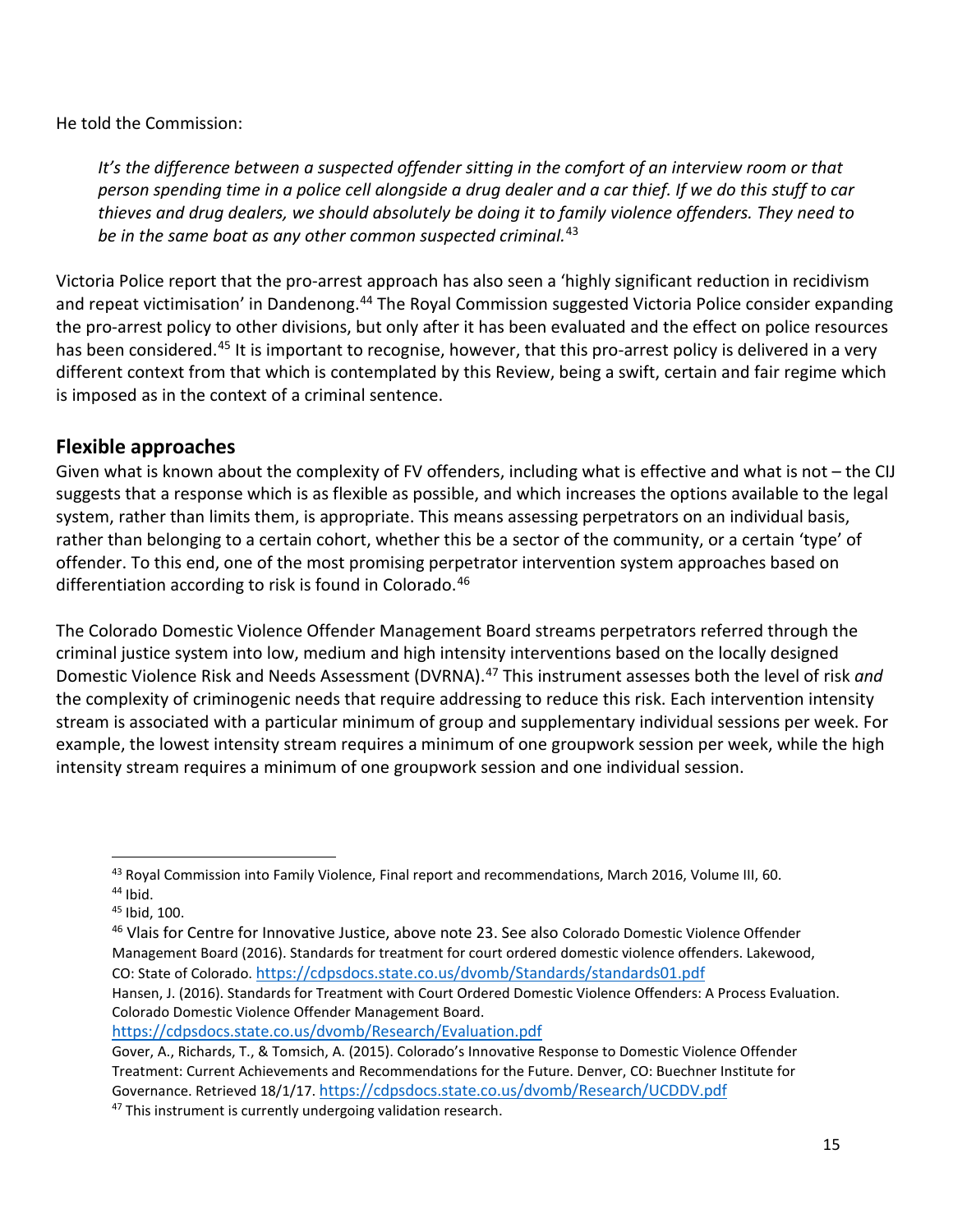He told the Commission:

> *It's the difference between a suspected offender sitting in the comfort of an interview room or that person spending time in a police cell alongside a drug dealer and a car thief. If we do this stuff to car thieves and drug dealers, we should absolutely be doing it to family violence offenders. They need to be in the same boat as any other common suspected criminal.*[43]

Victoria Police report that the pro-arrest approach has also seen a 'highly significant reduction in recidivism and repeat victimisation' in Dandenong.[44] The Royal Commission suggested Victoria Police consider expanding the pro-arrest policy to other divisions, but only after it has been evaluated and the effect on police resources has been considered.[45] It is important to recognise, however, that this pro-arrest policy is delivered in a very different context from that which is contemplated by this Review, being a swift, certain and fair regime which is imposed as in the context of a criminal sentence.

## Flexible approaches

Given what is known about the complexity of FV offenders, including what is effective and what is not – the CIJ suggests that a response which is as flexible as possible, and which increases the options available to the legal system, rather than limits them, is appropriate. This means assessing perpetrators on an individual basis, rather than belonging to a certain cohort, whether this be a sector of the community, or a certain 'type' of offender. To this end, one of the most promising perpetrator intervention system approaches based on differentiation according to risk is found in Colorado.[46]

The Colorado Domestic Violence Offender Management Board streams perpetrators referred through the criminal justice system into low, medium and high intensity interventions based on the locally designed Domestic Violence Risk and Needs Assessment (DVRNA).[47] This instrument assesses both the level of risk *and* the complexity of criminogenic needs that require addressing to reduce this risk. Each intervention intensity stream is associated with a particular minimum of group and supplementary individual sessions per week. For example, the lowest intensity stream requires a minimum of one groupwork session per week, while the high intensity stream requires a minimum of one groupwork session and one individual session.

---

[43] Royal Commission into Family Violence, Final report and recommendations, March 2016, Volume III, 60.

[44] Ibid.

[45] Ibid, 100.

[46] Vlais for Centre for Innovative Justice, above note 23. See also Colorado Domestic Violence Offender Management Board (2016). Standards for treatment for court ordered domestic violence offenders. Lakewood, CO: State of Colorado. https://cdpsdocs.state.co.us/dvomb/Standards/standards01.pdf
Hansen, J. (2016). Standards for Treatment with Court Ordered Domestic Violence Offenders: A Process Evaluation. Colorado Domestic Violence Offender Management Board. https://cdpsdocs.state.co.us/dvomb/Research/Evaluation.pdf
Gover, A., Richards, T., & Tomsich, A. (2015). Colorado's Innovative Response to Domestic Violence Offender Treatment: Current Achievements and Recommendations for the Future. Denver, CO: Buechner Institute for Governance. Retrieved 18/1/17. https://cdpsdocs.state.co.us/dvomb/Research/UCDDV.pdf

[47] This instrument is currently undergoing validation research.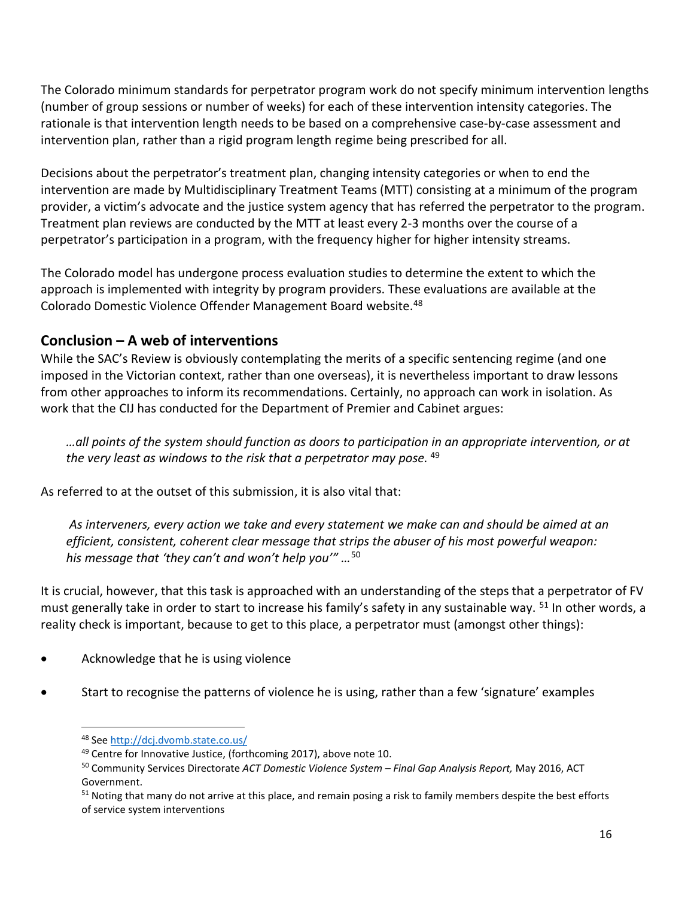The Colorado minimum standards for perpetrator program work do not specify minimum intervention lengths (number of group sessions or number of weeks) for each of these intervention intensity categories. The rationale is that intervention length needs to be based on a comprehensive case-by-case assessment and intervention plan, rather than a rigid program length regime being prescribed for all.

Decisions about the perpetrator's treatment plan, changing intensity categories or when to end the intervention are made by Multidisciplinary Treatment Teams (MTT) consisting at a minimum of the program provider, a victim's advocate and the justice system agency that has referred the perpetrator to the program. Treatment plan reviews are conducted by the MTT at least every 2-3 months over the course of a perpetrator's participation in a program, with the frequency higher for higher intensity streams.

The Colorado model has undergone process evaluation studies to determine the extent to which the approach is implemented with integrity by program providers. These evaluations are available at the Colorado Domestic Violence Offender Management Board website.[48]

## Conclusion – A web of interventions

While the SAC's Review is obviously contemplating the merits of a specific sentencing regime (and one imposed in the Victorian context, rather than one overseas), it is nevertheless important to draw lessons from other approaches to inform its recommendations. Certainly, no approach can work in isolation. As work that the CIJ has conducted for the Department of Premier and Cabinet argues:

> *…all points of the system should function as doors to participation in an appropriate intervention, or at the very least as windows to the risk that a perpetrator may pose.* [49]

As referred to at the outset of this submission, it is also vital that:

> *As interveners, every action we take and every statement we make can and should be aimed at an efficient, consistent, coherent clear message that strips the abuser of his most powerful weapon: his message that 'they can't and won't help you'" …*[50]

It is crucial, however, that this task is approached with an understanding of the steps that a perpetrator of FV must generally take in order to start to increase his family's safety in any sustainable way. [51] In other words, a reality check is important, because to get to this place, a perpetrator must (amongst other things):

- Acknowledge that he is using violence
- Start to recognise the patterns of violence he is using, rather than a few 'signature' examples

---

[48] See http://dcj.dvomb.state.co.us/

[49] Centre for Innovative Justice, (forthcoming 2017), above note 10.

[50] Community Services Directorate *ACT Domestic Violence System – Final Gap Analysis Report,* May 2016, ACT Government.

[51] Noting that many do not arrive at this place, and remain posing a risk to family members despite the best efforts of service system interventions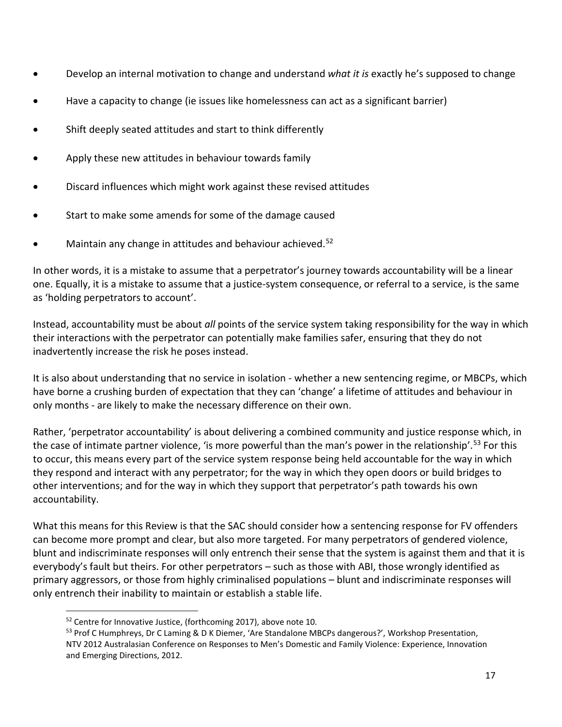- Develop an internal motivation to change and understand *what it is* exactly he's supposed to change
- Have a capacity to change (ie issues like homelessness can act as a significant barrier)
- Shift deeply seated attitudes and start to think differently
- Apply these new attitudes in behaviour towards family
- Discard influences which might work against these revised attitudes
- Start to make some amends for some of the damage caused
- Maintain any change in attitudes and behaviour achieved.[52]

In other words, it is a mistake to assume that a perpetrator's journey towards accountability will be a linear one. Equally, it is a mistake to assume that a justice-system consequence, or referral to a service, is the same as 'holding perpetrators to account'.

Instead, accountability must be about *all* points of the service system taking responsibility for the way in which their interactions with the perpetrator can potentially make families safer, ensuring that they do not inadvertently increase the risk he poses instead.

It is also about understanding that no service in isolation - whether a new sentencing regime, or MBCPs, which have borne a crushing burden of expectation that they can 'change' a lifetime of attitudes and behaviour in only months - are likely to make the necessary difference on their own.

Rather, 'perpetrator accountability' is about delivering a combined community and justice response which, in the case of intimate partner violence, 'is more powerful than the man's power in the relationship'.[53] For this to occur, this means every part of the service system response being held accountable for the way in which they respond and interact with any perpetrator; for the way in which they open doors or build bridges to other interventions; and for the way in which they support that perpetrator's path towards his own accountability.

What this means for this Review is that the SAC should consider how a sentencing response for FV offenders can become more prompt and clear, but also more targeted. For many perpetrators of gendered violence, blunt and indiscriminate responses will only entrench their sense that the system is against them and that it is everybody's fault but theirs. For other perpetrators – such as those with ABI, those wrongly identified as primary aggressors, or those from highly criminalised populations – blunt and indiscriminate responses will only entrench their inability to maintain or establish a stable life.

---

[52] Centre for Innovative Justice, (forthcoming 2017), above note 10.

[53] Prof C Humphreys, Dr C Laming & D K Diemer, 'Are Standalone MBCPs dangerous?', Workshop Presentation, NTV 2012 Australasian Conference on Responses to Men's Domestic and Family Violence: Experience, Innovation and Emerging Directions, 2012.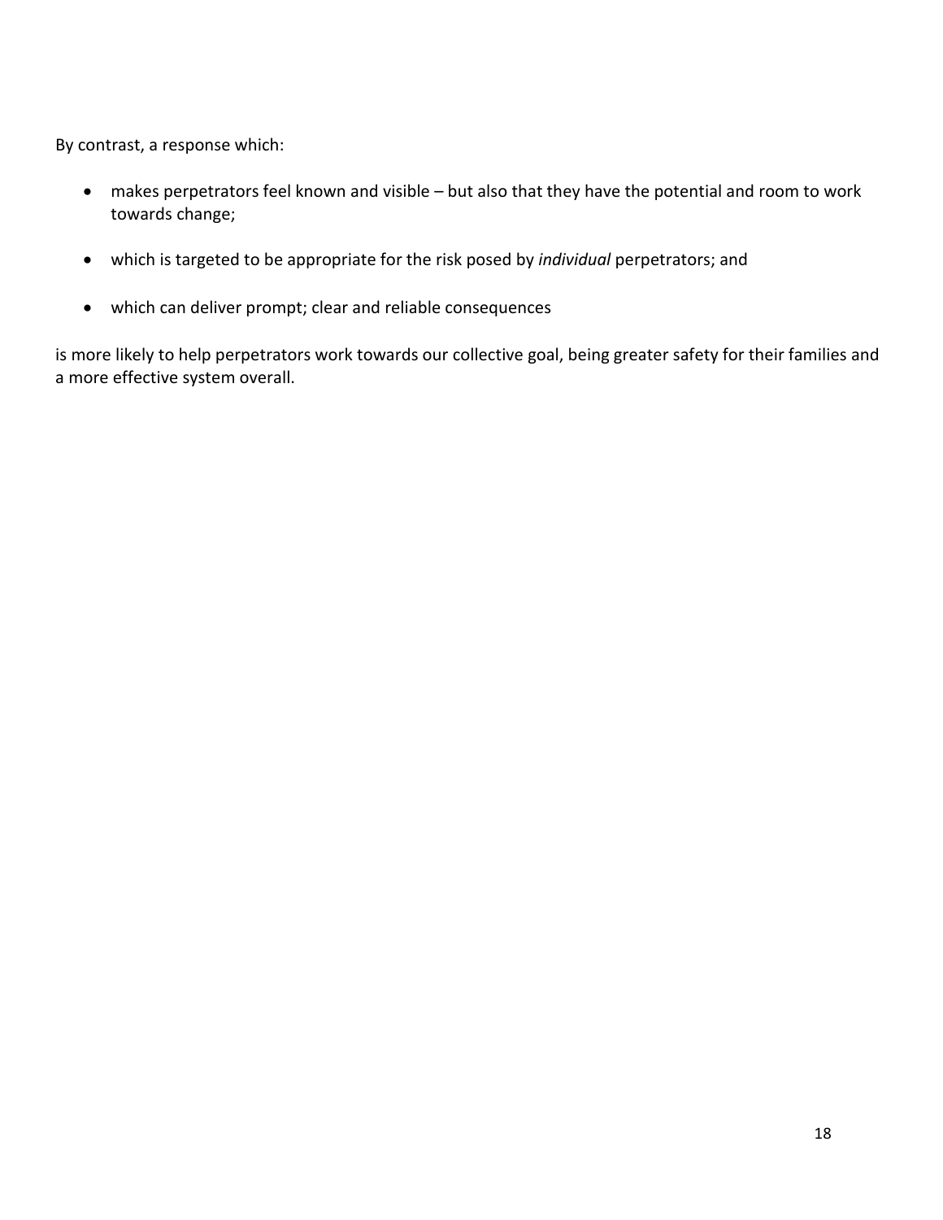By contrast, a response which:

- makes perpetrators feel known and visible – but also that they have the potential and room to work towards change;
- which is targeted to be appropriate for the risk posed by *individual* perpetrators; and
- which can deliver prompt; clear and reliable consequences

is more likely to help perpetrators work towards our collective goal, being greater safety for their families and a more effective system overall.